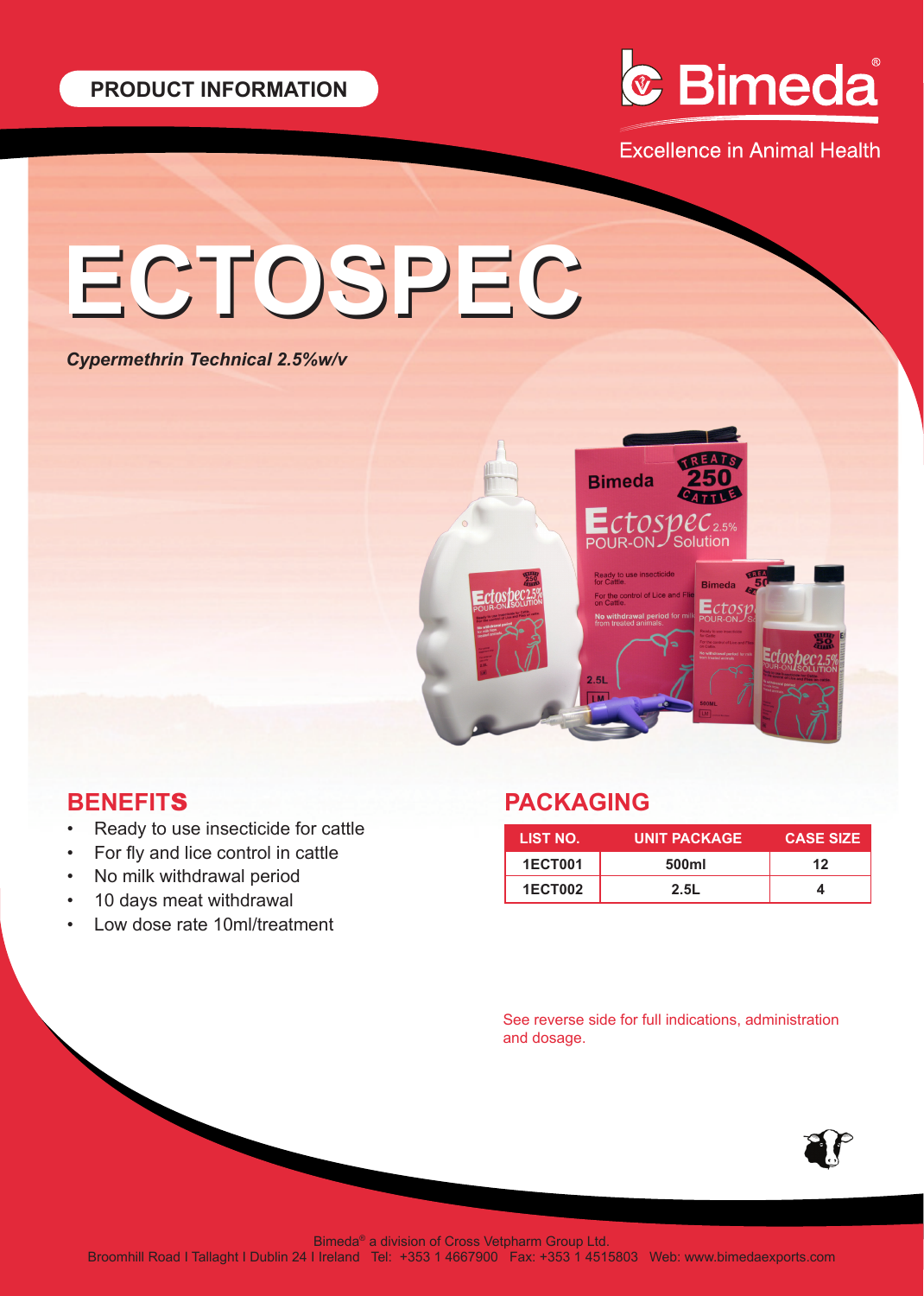PRODUCT INFORMATION

Bimeda®

Excellence in Animal Health

# ECTOSPEC

*Cypermethrin Technical 2.5%w/v*

## BENEFITS

- Ready to use insecticide for cattle
- For fly and lice control in cattle
- No milk withdrawal period
- 10 days meat withdrawal
- Low dose rate 10ml/treatment

## PACKAGING

| LIST NO. | UNIT PACKAGE | CASE SIZE |
|---|---|---|
| 1ECT001 | 500ml | 12 |
| 1ECT002 | 2.5L | 4 |

See reverse side for full indications, administration and dosage.

Bimeda® a division of Cross Vetpharm Group Ltd.
Broomhill Road I Tallaght I Dublin 24 I Ireland Tel: +353 1 4667900 Fax: +353 1 4515803 Web: www.bimedaexports.com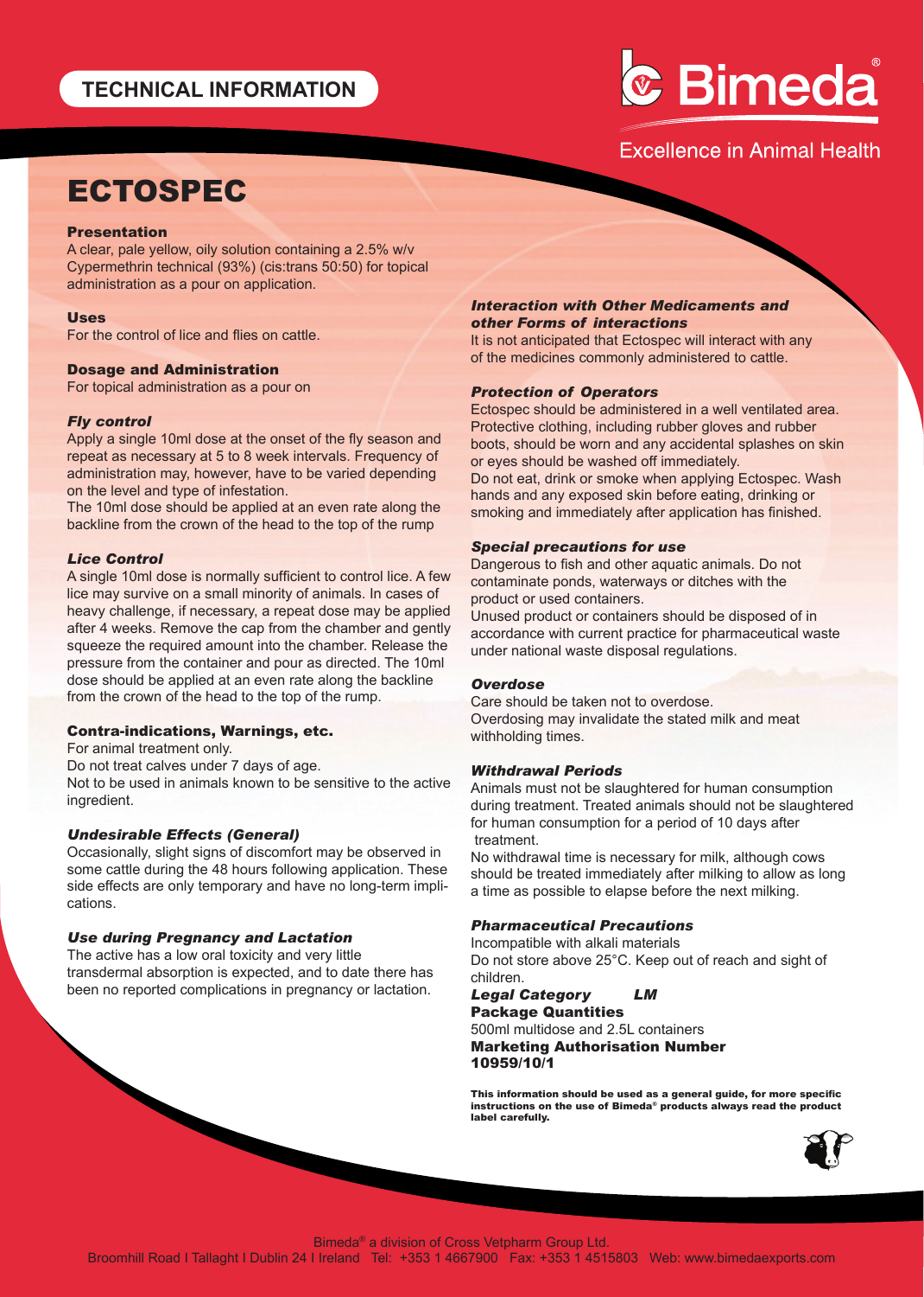TECHNICAL INFORMATION

Bimeda®

Excellence in Animal Health

# ECTOSPEC

**Presentation**

A clear, pale yellow, oily solution containing a 2.5% w/v Cypermethrin technical (93%) (cis:trans 50:50) for topical administration as a pour on application.

**Uses**

For the control of lice and flies on cattle.

**Dosage and Administration**

For topical administration as a pour on

***Fly control***

Apply a single 10ml dose at the onset of the fly season and repeat as necessary at 5 to 8 week intervals. Frequency of administration may, however, have to be varied depending on the level and type of infestation.

The 10ml dose should be applied at an even rate along the backline from the crown of the head to the top of the rump

***Lice Control***

A single 10ml dose is normally sufficient to control lice. A few lice may survive on a small minority of animals. In cases of heavy challenge, if necessary, a repeat dose may be applied after 4 weeks. Remove the cap from the chamber and gently squeeze the required amount into the chamber. Release the pressure from the container and pour as directed. The 10ml dose should be applied at an even rate along the backline from the crown of the head to the top of the rump.

**Contra-indications, Warnings, etc.**

For animal treatment only.

Do not treat calves under 7 days of age.

Not to be used in animals known to be sensitive to the active ingredient.

***Undesirable Effects (General)***

Occasionally, slight signs of discomfort may be observed in some cattle during the 48 hours following application. These side effects are only temporary and have no long-term implications.

***Use during Pregnancy and Lactation***

The active has a low oral toxicity and very little transdermal absorption is expected, and to date there has been no reported complications in pregnancy or lactation.

***Interaction with Other Medicaments and other Forms of interactions***

It is not anticipated that Ectospec will interact with any of the medicines commonly administered to cattle.

***Protection of Operators***

Ectospec should be administered in a well ventilated area. Protective clothing, including rubber gloves and rubber boots, should be worn and any accidental splashes on skin or eyes should be washed off immediately.

Do not eat, drink or smoke when applying Ectospec. Wash hands and any exposed skin before eating, drinking or smoking and immediately after application has finished.

***Special precautions for use***

Dangerous to fish and other aquatic animals. Do not contaminate ponds, waterways or ditches with the product or used containers.

Unused product or containers should be disposed of in accordance with current practice for pharmaceutical waste under national waste disposal regulations.

***Overdose***

Care should be taken not to overdose.

Overdosing may invalidate the stated milk and meat withholding times.

***Withdrawal Periods***

Animals must not be slaughtered for human consumption during treatment. Treated animals should not be slaughtered for human consumption for a period of 10 days after treatment.

No withdrawal time is necessary for milk, although cows should be treated immediately after milking to allow as long a time as possible to elapse before the next milking.

***Pharmaceutical Precautions***

Incompatible with alkali materials

Do not store above 25°C. Keep out of reach and sight of children.

***Legal Category*** ***LM***

**Package Quantities**

500ml multidose and 2.5L containers

**Marketing Authorisation Number**

**10959/10/1**

**This information should be used as a general guide, for more specific instructions on the use of Bimeda® products always read the product label carefully.**

Bimeda® a division of Cross Vetpharm Group Ltd.

Broomhill Road I Tallaght I Dublin 24 I Ireland Tel: +353 1 4667900 Fax: +353 1 4515803 Web: www.bimedaexports.com